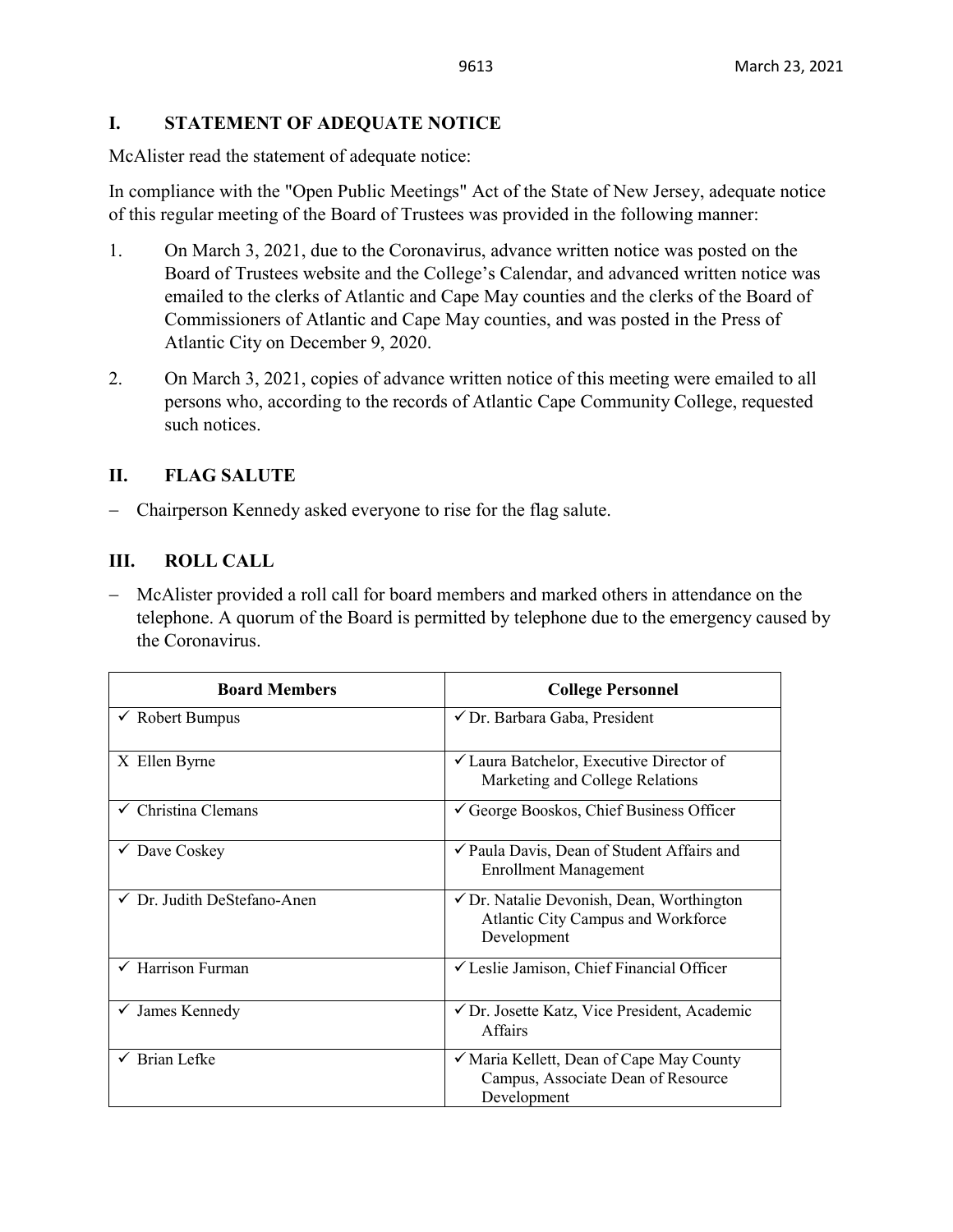## I. STATEMENT OF ADEQUATE NOTICE

McAlister read the statement of adequate notice:

In compliance with the "Open Public Meetings" Act of the State of New Jersey, adequate notice of this regular meeting of the Board of Trustees was provided in the following manner:

1. On March 3, 2021, due to the Coronavirus, advance written notice was posted on the Board of Trustees website and the College's Calendar, and advanced written notice was emailed to the clerks of Atlantic and Cape May counties and the clerks of the Board of Commissioners of Atlantic and Cape May counties, and was posted in the Press of Atlantic City on December 9, 2020.

2. On March 3, 2021, copies of advance written notice of this meeting were emailed to all persons who, according to the records of Atlantic Cape Community College, requested such notices.

## II. FLAG SALUTE

- Chairperson Kennedy asked everyone to rise for the flag salute.

## III. ROLL CALL

- McAlister provided a roll call for board members and marked others in attendance on the telephone. A quorum of the Board is permitted by telephone due to the emergency caused by the Coronavirus.

| Board Members | College Personnel |
|---|---|
| ✓ Robert Bumpus | ✓ Dr. Barbara Gaba, President |
| X Ellen Byrne | ✓ Laura Batchelor, Executive Director of Marketing and College Relations |
| ✓ Christina Clemans | ✓ George Booskos, Chief Business Officer |
| ✓ Dave Coskey | ✓ Paula Davis, Dean of Student Affairs and Enrollment Management |
| ✓ Dr. Judith DeStefano-Anen | ✓ Dr. Natalie Devonish, Dean, Worthington Atlantic City Campus and Workforce Development |
| ✓ Harrison Furman | ✓ Leslie Jamison, Chief Financial Officer |
| ✓ James Kennedy | ✓ Dr. Josette Katz, Vice President, Academic Affairs |
| ✓ Brian Lefke | ✓ Maria Kellett, Dean of Cape May County Campus, Associate Dean of Resource Development |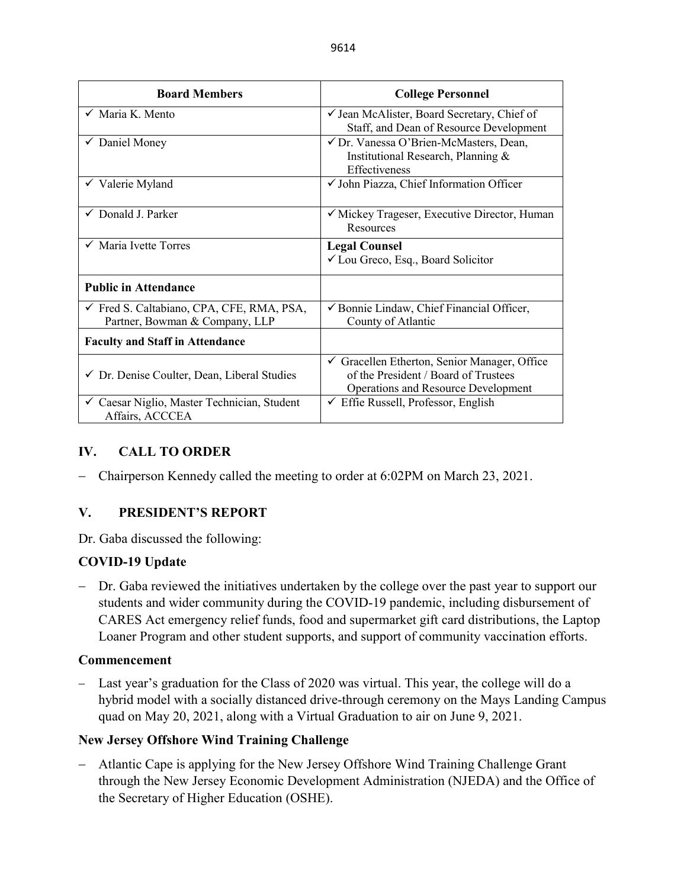| Board Members | College Personnel |
| --- | --- |
| ✓ Maria K. Mento | ✓ Jean McAlister, Board Secretary, Chief of Staff, and Dean of Resource Development |
| ✓ Daniel Money | ✓ Dr. Vanessa O'Brien-McMasters, Dean, Institutional Research, Planning & Effectiveness |
| ✓ Valerie Myland | ✓ John Piazza, Chief Information Officer |
| ✓ Donald J. Parker | ✓ Mickey Trageser, Executive Director, Human Resources |
| ✓ Maria Ivette Torres | **Legal Counsel** ✓ Lou Greco, Esq., Board Solicitor |
| **Public in Attendance** | |
| ✓ Fred S. Caltabiano, CPA, CFE, RMA, PSA, Partner, Bowman & Company, LLP | ✓ Bonnie Lindaw, Chief Financial Officer, County of Atlantic |
| **Faculty and Staff in Attendance** | |
| ✓ Dr. Denise Coulter, Dean, Liberal Studies | ✓ Gracellen Etherton, Senior Manager, Office of the President / Board of Trustees Operations and Resource Development |
| ✓ Caesar Niglio, Master Technician, Student Affairs, ACCCEA | ✓ Effie Russell, Professor, English |

## IV. CALL TO ORDER

- Chairperson Kennedy called the meeting to order at 6:02PM on March 23, 2021.

## V. PRESIDENT'S REPORT

Dr. Gaba discussed the following:

### COVID-19 Update

- Dr. Gaba reviewed the initiatives undertaken by the college over the past year to support our students and wider community during the COVID-19 pandemic, including disbursement of CARES Act emergency relief funds, food and supermarket gift card distributions, the Laptop Loaner Program and other student supports, and support of community vaccination efforts.

### Commencement

- Last year's graduation for the Class of 2020 was virtual. This year, the college will do a hybrid model with a socially distanced drive-through ceremony on the Mays Landing Campus quad on May 20, 2021, along with a Virtual Graduation to air on June 9, 2021.

### New Jersey Offshore Wind Training Challenge

- Atlantic Cape is applying for the New Jersey Offshore Wind Training Challenge Grant through the New Jersey Economic Development Administration (NJEDA) and the Office of the Secretary of Higher Education (OSHE).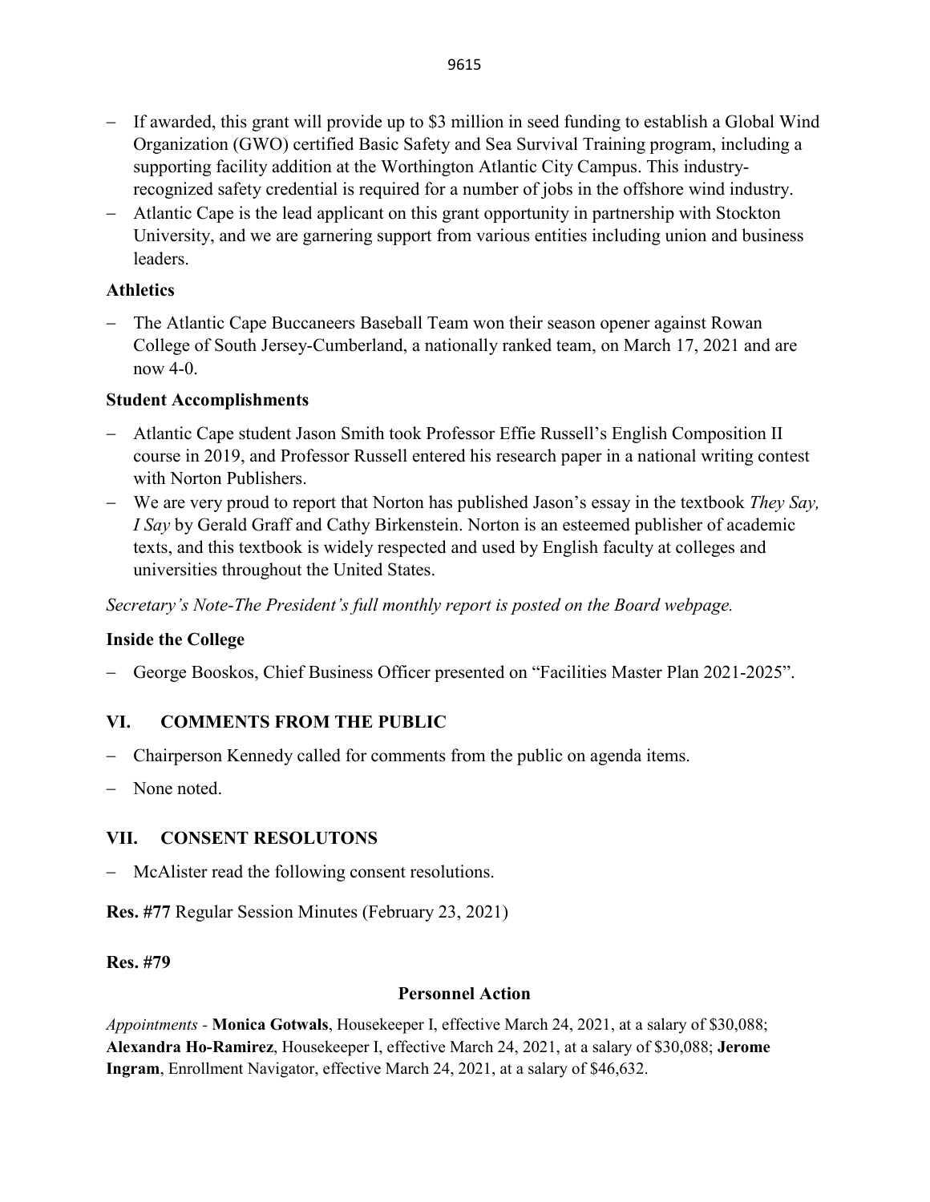- If awarded, this grant will provide up to $3 million in seed funding to establish a Global Wind Organization (GWO) certified Basic Safety and Sea Survival Training program, including a supporting facility addition at the Worthington Atlantic City Campus. This industry-recognized safety credential is required for a number of jobs in the offshore wind industry.
- Atlantic Cape is the lead applicant on this grant opportunity in partnership with Stockton University, and we are garnering support from various entities including union and business leaders.

**Athletics**

- The Atlantic Cape Buccaneers Baseball Team won their season opener against Rowan College of South Jersey-Cumberland, a nationally ranked team, on March 17, 2021 and are now 4-0.

**Student Accomplishments**

- Atlantic Cape student Jason Smith took Professor Effie Russell's English Composition II course in 2019, and Professor Russell entered his research paper in a national writing contest with Norton Publishers.
- We are very proud to report that Norton has published Jason's essay in the textbook *They Say, I Say* by Gerald Graff and Cathy Birkenstein. Norton is an esteemed publisher of academic texts, and this textbook is widely respected and used by English faculty at colleges and universities throughout the United States.

*Secretary's Note-The President's full monthly report is posted on the Board webpage.*

**Inside the College**

- George Booskos, Chief Business Officer presented on "Facilities Master Plan 2021-2025".

## VI. COMMENTS FROM THE PUBLIC

- Chairperson Kennedy called for comments from the public on agenda items.
- None noted.

## VII. CONSENT RESOLUTONS

- McAlister read the following consent resolutions.

**Res. #77** Regular Session Minutes (February 23, 2021)

**Res. #79**

**Personnel Action**

*Appointments* - **Monica Gotwals**, Housekeeper I, effective March 24, 2021, at a salary of $30,088; **Alexandra Ho-Ramirez**, Housekeeper I, effective March 24, 2021, at a salary of $30,088; **Jerome Ingram**, Enrollment Navigator, effective March 24, 2021, at a salary of $46,632.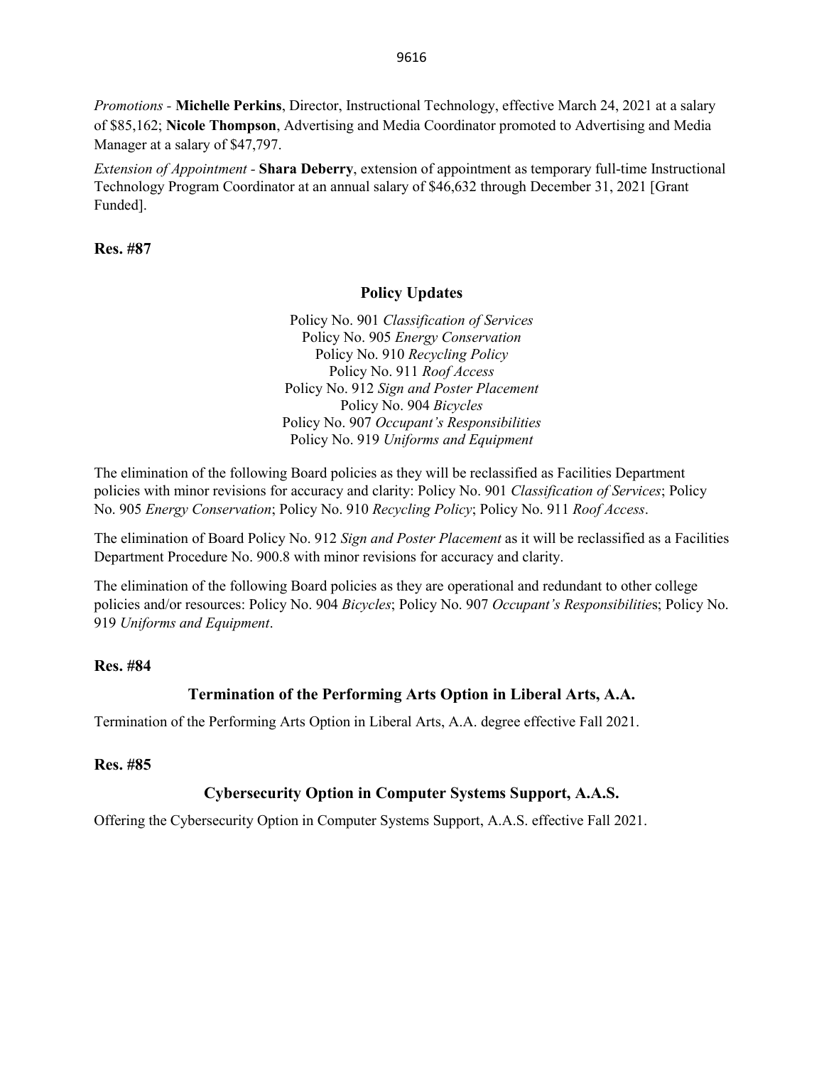*Promotions* - **Michelle Perkins**, Director, Instructional Technology, effective March 24, 2021 at a salary of $85,162; **Nicole Thompson**, Advertising and Media Coordinator promoted to Advertising and Media Manager at a salary of $47,797.

*Extension of Appointment* - **Shara Deberry**, extension of appointment as temporary full-time Instructional Technology Program Coordinator at an annual salary of $46,632 through December 31, 2021 [Grant Funded].

**Res. #87**

### Policy Updates

Policy No. 901 *Classification of Services*
Policy No. 905 *Energy Conservation*
Policy No. 910 *Recycling Policy*
Policy No. 911 *Roof Access*
Policy No. 912 *Sign and Poster Placement*
Policy No. 904 *Bicycles*
Policy No. 907 *Occupant's Responsibilities*
Policy No. 919 *Uniforms and Equipment*

The elimination of the following Board policies as they will be reclassified as Facilities Department policies with minor revisions for accuracy and clarity: Policy No. 901 *Classification of Services*; Policy No. 905 *Energy Conservation*; Policy No. 910 *Recycling Policy*; Policy No. 911 *Roof Access*.

The elimination of Board Policy No. 912 *Sign and Poster Placement* as it will be reclassified as a Facilities Department Procedure No. 900.8 with minor revisions for accuracy and clarity.

The elimination of the following Board policies as they are operational and redundant to other college policies and/or resources: Policy No. 904 *Bicycles*; Policy No. 907 *Occupant's Responsibilities*; Policy No. 919 *Uniforms and Equipment*.

**Res. #84**

### Termination of the Performing Arts Option in Liberal Arts, A.A.

Termination of the Performing Arts Option in Liberal Arts, A.A. degree effective Fall 2021.

**Res. #85**

### Cybersecurity Option in Computer Systems Support, A.A.S.

Offering the Cybersecurity Option in Computer Systems Support, A.A.S. effective Fall 2021.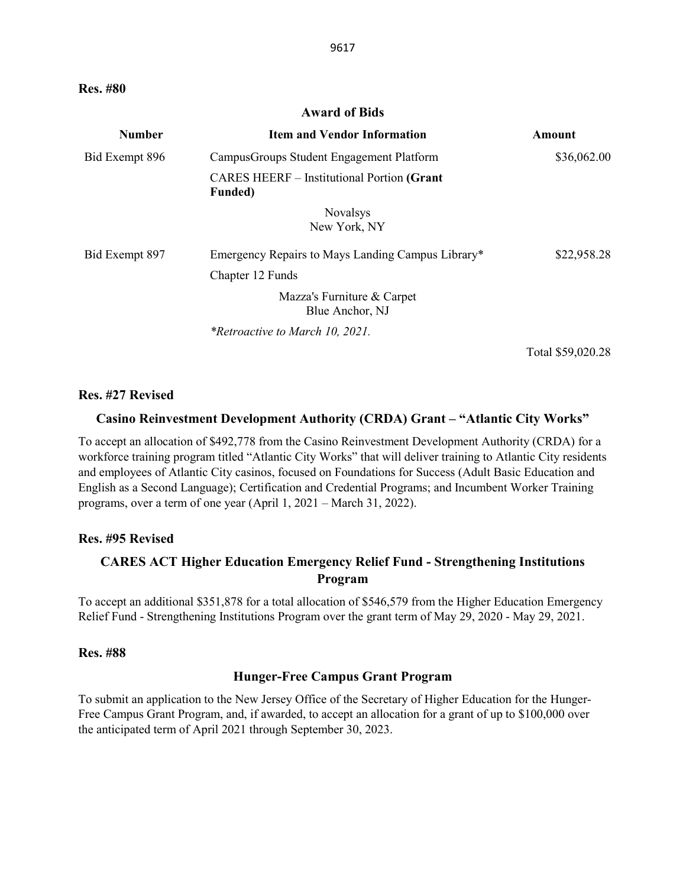**Res. #80**

## Award of Bids

| Number | Item and Vendor Information | Amount |
|---|---|---|
| Bid Exempt 896 | CampusGroups Student Engagement Platform<br>CARES HEERF – Institutional Portion **(Grant Funded)**<br>Novalsys<br>New York, NY | \$36,062.00 |
| Bid Exempt 897 | Emergency Repairs to Mays Landing Campus Library*<br>Chapter 12 Funds<br>Mazza's Furniture & Carpet<br>Blue Anchor, NJ<br>*\*Retroactive to March 10, 2021.* | \$22,958.28 |
| | | Total \$59,020.28 |

**Res. #27 Revised**

## Casino Reinvestment Development Authority (CRDA) Grant – "Atlantic City Works"

To accept an allocation of \$492,778 from the Casino Reinvestment Development Authority (CRDA) for a workforce training program titled "Atlantic City Works" that will deliver training to Atlantic City residents and employees of Atlantic City casinos, focused on Foundations for Success (Adult Basic Education and English as a Second Language); Certification and Credential Programs; and Incumbent Worker Training programs, over a term of one year (April 1, 2021 – March 31, 2022).

**Res. #95 Revised**

## CARES ACT Higher Education Emergency Relief Fund - Strengthening Institutions Program

To accept an additional \$351,878 for a total allocation of \$546,579 from the Higher Education Emergency Relief Fund - Strengthening Institutions Program over the grant term of May 29, 2020 - May 29, 2021.

**Res. #88**

## Hunger-Free Campus Grant Program

To submit an application to the New Jersey Office of the Secretary of Higher Education for the Hunger-Free Campus Grant Program, and, if awarded, to accept an allocation for a grant of up to \$100,000 over the anticipated term of April 2021 through September 30, 2023.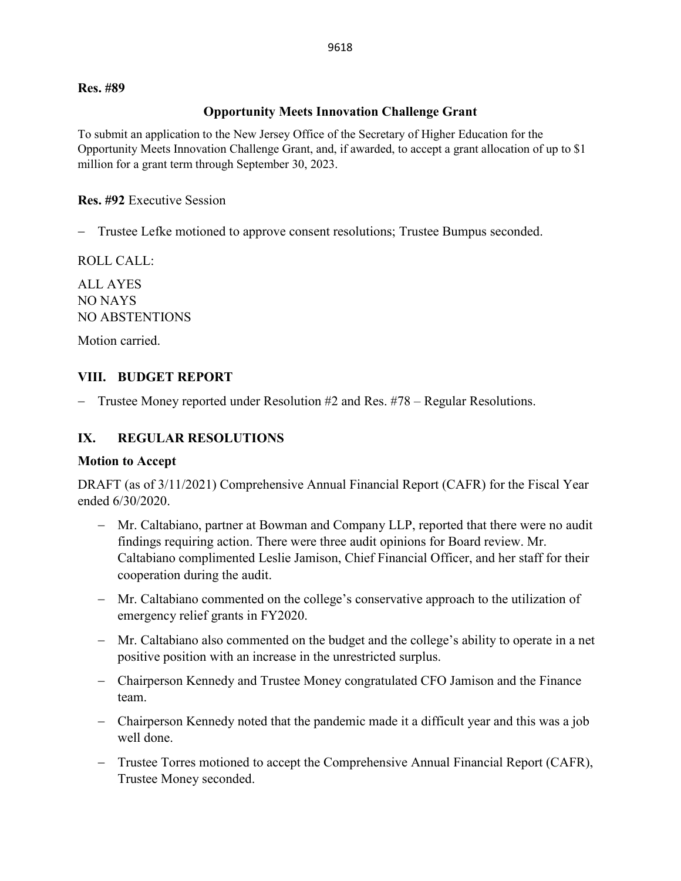**Res. #89**

**Opportunity Meets Innovation Challenge Grant**

To submit an application to the New Jersey Office of the Secretary of Higher Education for the Opportunity Meets Innovation Challenge Grant, and, if awarded, to accept a grant allocation of up to $1 million for a grant term through September 30, 2023.

**Res. #92** Executive Session

- Trustee Lefke motioned to approve consent resolutions; Trustee Bumpus seconded.

ROLL CALL:

ALL AYES
NO NAYS
NO ABSTENTIONS

Motion carried.

## VIII. BUDGET REPORT

- Trustee Money reported under Resolution #2 and Res. #78 – Regular Resolutions.

## IX. REGULAR RESOLUTIONS

**Motion to Accept**

DRAFT (as of 3/11/2021) Comprehensive Annual Financial Report (CAFR) for the Fiscal Year ended 6/30/2020.

- Mr. Caltabiano, partner at Bowman and Company LLP, reported that there were no audit findings requiring action. There were three audit opinions for Board review. Mr. Caltabiano complimented Leslie Jamison, Chief Financial Officer, and her staff for their cooperation during the audit.
- Mr. Caltabiano commented on the college's conservative approach to the utilization of emergency relief grants in FY2020.
- Mr. Caltabiano also commented on the budget and the college's ability to operate in a net positive position with an increase in the unrestricted surplus.
- Chairperson Kennedy and Trustee Money congratulated CFO Jamison and the Finance team.
- Chairperson Kennedy noted that the pandemic made it a difficult year and this was a job well done.
- Trustee Torres motioned to accept the Comprehensive Annual Financial Report (CAFR), Trustee Money seconded.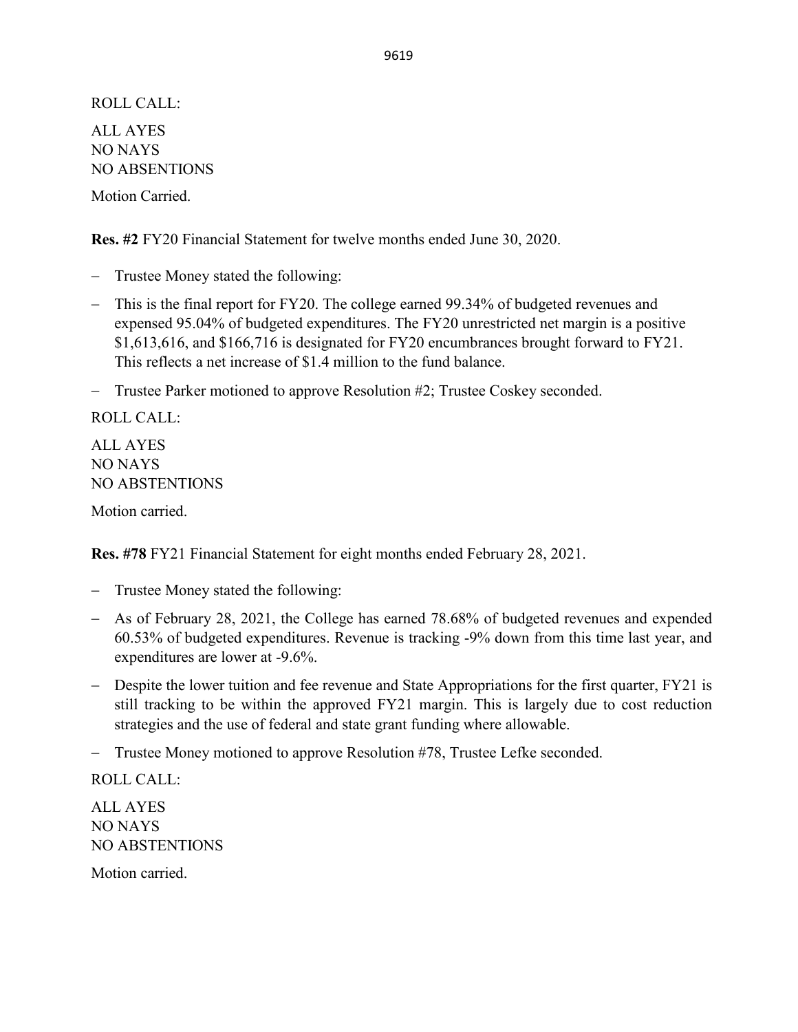ROLL CALL:

ALL AYES
NO NAYS
NO ABSENTIONS

Motion Carried.

**Res. #2** FY20 Financial Statement for twelve months ended June 30, 2020.

- Trustee Money stated the following:
- This is the final report for FY20. The college earned 99.34% of budgeted revenues and expensed 95.04% of budgeted expenditures. The FY20 unrestricted net margin is a positive $1,613,616, and $166,716 is designated for FY20 encumbrances brought forward to FY21. This reflects a net increase of $1.4 million to the fund balance.
- Trustee Parker motioned to approve Resolution #2; Trustee Coskey seconded.

ROLL CALL:

ALL AYES
NO NAYS
NO ABSTENTIONS

Motion carried.

**Res. #78** FY21 Financial Statement for eight months ended February 28, 2021.

- Trustee Money stated the following:
- As of February 28, 2021, the College has earned 78.68% of budgeted revenues and expended 60.53% of budgeted expenditures. Revenue is tracking -9% down from this time last year, and expenditures are lower at -9.6%.
- Despite the lower tuition and fee revenue and State Appropriations for the first quarter, FY21 is still tracking to be within the approved FY21 margin. This is largely due to cost reduction strategies and the use of federal and state grant funding where allowable.
- Trustee Money motioned to approve Resolution #78, Trustee Lefke seconded.

ROLL CALL:

ALL AYES
NO NAYS
NO ABSTENTIONS

Motion carried.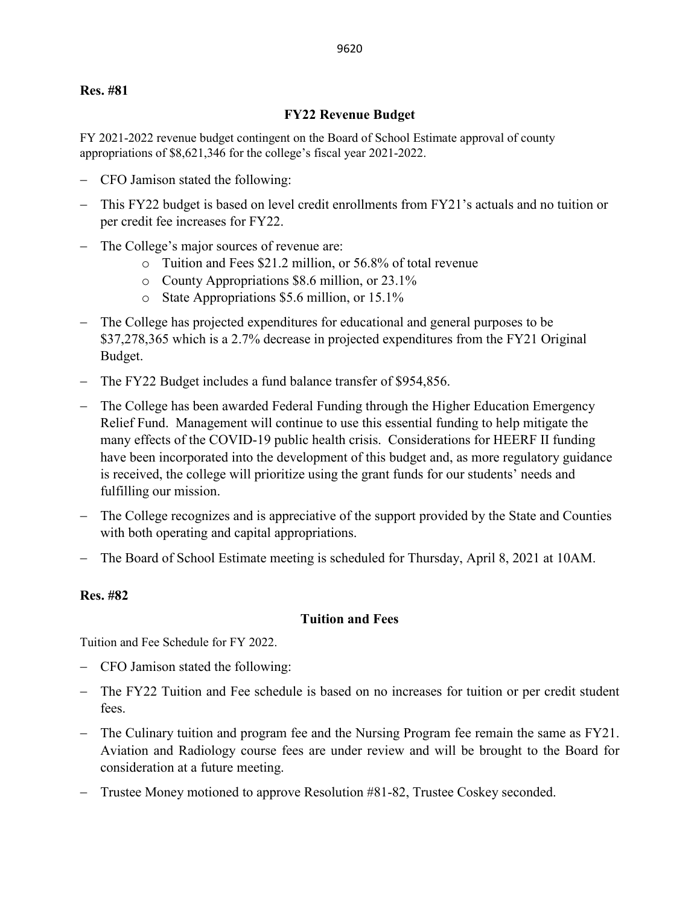**Res. #81**

**FY22 Revenue Budget**

FY 2021-2022 revenue budget contingent on the Board of School Estimate approval of county appropriations of $8,621,346 for the college's fiscal year 2021-2022.

- CFO Jamison stated the following:
- This FY22 budget is based on level credit enrollments from FY21's actuals and no tuition or per credit fee increases for FY22.
- The College's major sources of revenue are:
  - Tuition and Fees $21.2 million, or 56.8% of total revenue
  - County Appropriations $8.6 million, or 23.1%
  - State Appropriations $5.6 million, or 15.1%
- The College has projected expenditures for educational and general purposes to be $37,278,365 which is a 2.7% decrease in projected expenditures from the FY21 Original Budget.
- The FY22 Budget includes a fund balance transfer of $954,856.
- The College has been awarded Federal Funding through the Higher Education Emergency Relief Fund. Management will continue to use this essential funding to help mitigate the many effects of the COVID-19 public health crisis. Considerations for HEERF II funding have been incorporated into the development of this budget and, as more regulatory guidance is received, the college will prioritize using the grant funds for our students' needs and fulfilling our mission.
- The College recognizes and is appreciative of the support provided by the State and Counties with both operating and capital appropriations.
- The Board of School Estimate meeting is scheduled for Thursday, April 8, 2021 at 10AM.

**Res. #82**

**Tuition and Fees**

Tuition and Fee Schedule for FY 2022.

- CFO Jamison stated the following:
- The FY22 Tuition and Fee schedule is based on no increases for tuition or per credit student fees.
- The Culinary tuition and program fee and the Nursing Program fee remain the same as FY21. Aviation and Radiology course fees are under review and will be brought to the Board for consideration at a future meeting.
- Trustee Money motioned to approve Resolution #81-82, Trustee Coskey seconded.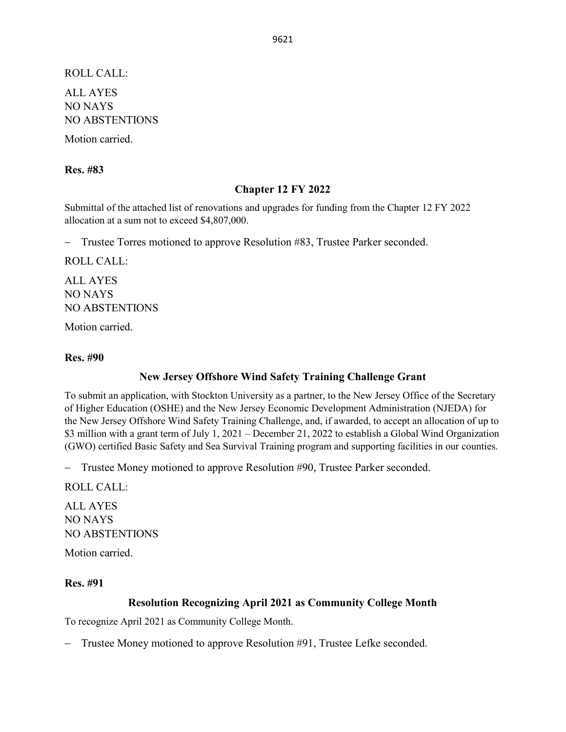ROLL CALL:

ALL AYES
NO NAYS
NO ABSTENTIONS

Motion carried.

**Res. #83**

**Chapter 12 FY 2022**

Submittal of the attached list of renovations and upgrades for funding from the Chapter 12 FY 2022 allocation at a sum not to exceed $4,807,000.

– Trustee Torres motioned to approve Resolution #83, Trustee Parker seconded.

ROLL CALL:

ALL AYES
NO NAYS
NO ABSTENTIONS

Motion carried.

**Res. #90**

**New Jersey Offshore Wind Safety Training Challenge Grant**

To submit an application, with Stockton University as a partner, to the New Jersey Office of the Secretary of Higher Education (OSHE) and the New Jersey Economic Development Administration (NJEDA) for the New Jersey Offshore Wind Safety Training Challenge, and, if awarded, to accept an allocation of up to $3 million with a grant term of July 1, 2021 – December 21, 2022 to establish a Global Wind Organization (GWO) certified Basic Safety and Sea Survival Training program and supporting facilities in our counties.

– Trustee Money motioned to approve Resolution #90, Trustee Parker seconded.

ROLL CALL:

ALL AYES
NO NAYS
NO ABSTENTIONS

Motion carried.

**Res. #91**

**Resolution Recognizing April 2021 as Community College Month**

To recognize April 2021 as Community College Month.

– Trustee Money motioned to approve Resolution #91, Trustee Lefke seconded.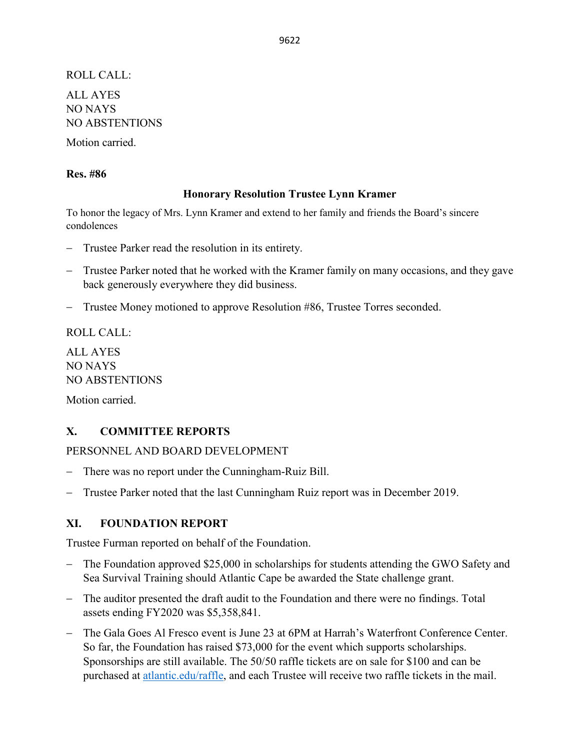ROLL CALL:

ALL AYES
NO NAYS
NO ABSTENTIONS

Motion carried.

**Res. #86**

**Honorary Resolution Trustee Lynn Kramer**

To honor the legacy of Mrs. Lynn Kramer and extend to her family and friends the Board's sincere condolences

- Trustee Parker read the resolution in its entirety.
- Trustee Parker noted that he worked with the Kramer family on many occasions, and they gave back generously everywhere they did business.
- Trustee Money motioned to approve Resolution #86, Trustee Torres seconded.

ROLL CALL:

ALL AYES
NO NAYS
NO ABSTENTIONS

Motion carried.

## X. COMMITTEE REPORTS

PERSONNEL AND BOARD DEVELOPMENT

- There was no report under the Cunningham-Ruiz Bill.
- Trustee Parker noted that the last Cunningham Ruiz report was in December 2019.

## XI. FOUNDATION REPORT

Trustee Furman reported on behalf of the Foundation.

- The Foundation approved $25,000 in scholarships for students attending the GWO Safety and Sea Survival Training should Atlantic Cape be awarded the State challenge grant.
- The auditor presented the draft audit to the Foundation and there were no findings. Total assets ending FY2020 was $5,358,841.
- The Gala Goes Al Fresco event is June 23 at 6PM at Harrah's Waterfront Conference Center. So far, the Foundation has raised $73,000 for the event which supports scholarships. Sponsorships are still available. The 50/50 raffle tickets are on sale for $100 and can be purchased at atlantic.edu/raffle, and each Trustee will receive two raffle tickets in the mail.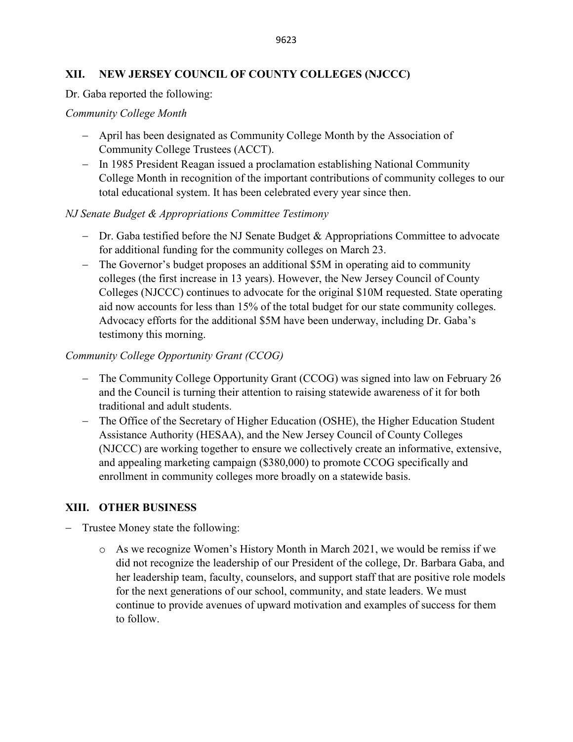## XII. NEW JERSEY COUNCIL OF COUNTY COLLEGES (NJCCC)

Dr. Gaba reported the following:

*Community College Month*

- April has been designated as Community College Month by the Association of Community College Trustees (ACCT).
- In 1985 President Reagan issued a proclamation establishing National Community College Month in recognition of the important contributions of community colleges to our total educational system. It has been celebrated every year since then.

*NJ Senate Budget & Appropriations Committee Testimony*

- Dr. Gaba testified before the NJ Senate Budget & Appropriations Committee to advocate for additional funding for the community colleges on March 23.
- The Governor's budget proposes an additional $5M in operating aid to community colleges (the first increase in 13 years). However, the New Jersey Council of County Colleges (NJCCC) continues to advocate for the original $10M requested. State operating aid now accounts for less than 15% of the total budget for our state community colleges. Advocacy efforts for the additional $5M have been underway, including Dr. Gaba's testimony this morning.

*Community College Opportunity Grant (CCOG)*

- The Community College Opportunity Grant (CCOG) was signed into law on February 26 and the Council is turning their attention to raising statewide awareness of it for both traditional and adult students.
- The Office of the Secretary of Higher Education (OSHE), the Higher Education Student Assistance Authority (HESAA), and the New Jersey Council of County Colleges (NJCCC) are working together to ensure we collectively create an informative, extensive, and appealing marketing campaign ($380,000) to promote CCOG specifically and enrollment in community colleges more broadly on a statewide basis.

## XIII. OTHER BUSINESS

- Trustee Money state the following:
  - As we recognize Women's History Month in March 2021, we would be remiss if we did not recognize the leadership of our President of the college, Dr. Barbara Gaba, and her leadership team, faculty, counselors, and support staff that are positive role models for the next generations of our school, community, and state leaders. We must continue to provide avenues of upward motivation and examples of success for them to follow.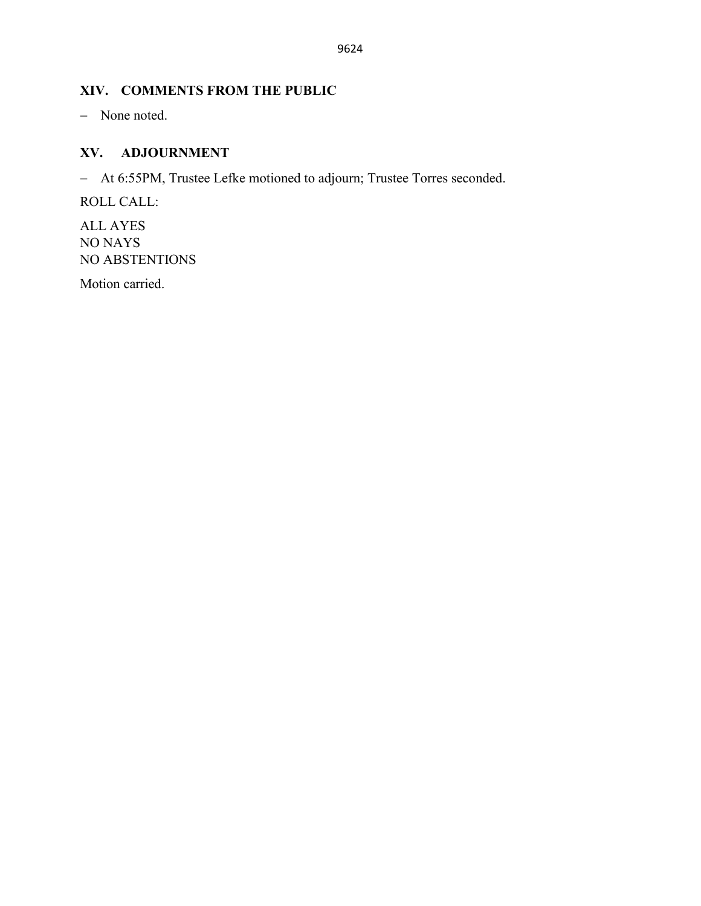## XIV. COMMENTS FROM THE PUBLIC

- None noted.

## XV. ADJOURNMENT

- At 6:55PM, Trustee Lefke motioned to adjourn; Trustee Torres seconded.

ROLL CALL:

ALL AYES
NO NAYS
NO ABSTENTIONS

Motion carried.